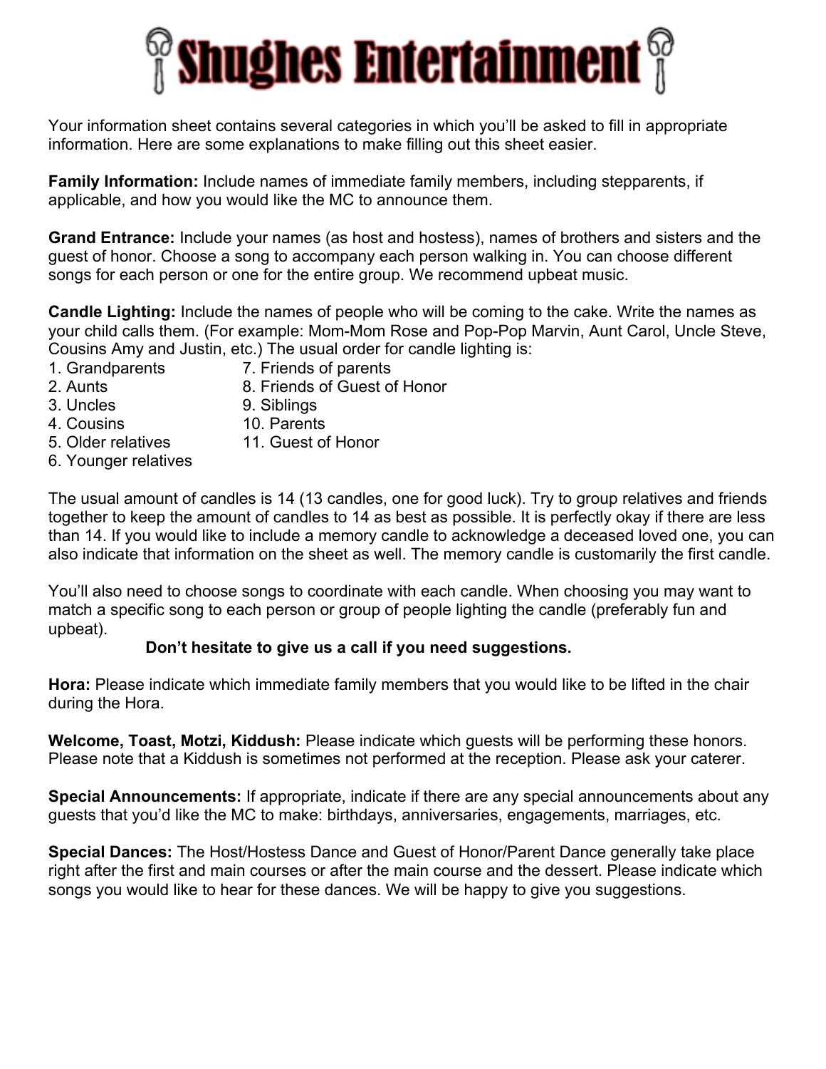# Shughes Entertainment

Your information sheet contains several categories in which you'll be asked to fill in appropriate information. Here are some explanations to make filling out this sheet easier.

**Family Information:** Include names of immediate family members, including stepparents, if applicable, and how you would like the MC to announce them.

**Grand Entrance:** Include your names (as host and hostess), names of brothers and sisters and the guest of honor. Choose a song to accompany each person walking in. You can choose different songs for each person or one for the entire group. We recommend upbeat music.

**Candle Lighting:** Include the names of people who will be coming to the cake. Write the names as your child calls them. (For example: Mom-Mom Rose and Pop-Pop Marvin, Aunt Carol, Uncle Steve, Cousins Amy and Justin, etc.) The usual order for candle lighting is:

1. Grandparents
2. Aunts
3. Uncles
4. Cousins
5. Older relatives
6. Younger relatives
7. Friends of parents
8. Friends of Guest of Honor
9. Siblings
10. Parents
11. Guest of Honor

The usual amount of candles is 14 (13 candles, one for good luck). Try to group relatives and friends together to keep the amount of candles to 14 as best as possible. It is perfectly okay if there are less than 14. If you would like to include a memory candle to acknowledge a deceased loved one, you can also indicate that information on the sheet as well. The memory candle is customarily the first candle.

You'll also need to choose songs to coordinate with each candle. When choosing you may want to match a specific song to each person or group of people lighting the candle (preferably fun and upbeat).

**Don't hesitate to give us a call if you need suggestions.**

**Hora:** Please indicate which immediate family members that you would like to be lifted in the chair during the Hora.

**Welcome, Toast, Motzi, Kiddush:** Please indicate which guests will be performing these honors. Please note that a Kiddush is sometimes not performed at the reception. Please ask your caterer.

**Special Announcements:** If appropriate, indicate if there are any special announcements about any guests that you'd like the MC to make: birthdays, anniversaries, engagements, marriages, etc.

**Special Dances:** The Host/Hostess Dance and Guest of Honor/Parent Dance generally take place right after the first and main courses or after the main course and the dessert. Please indicate which songs you would like to hear for these dances. We will be happy to give you suggestions.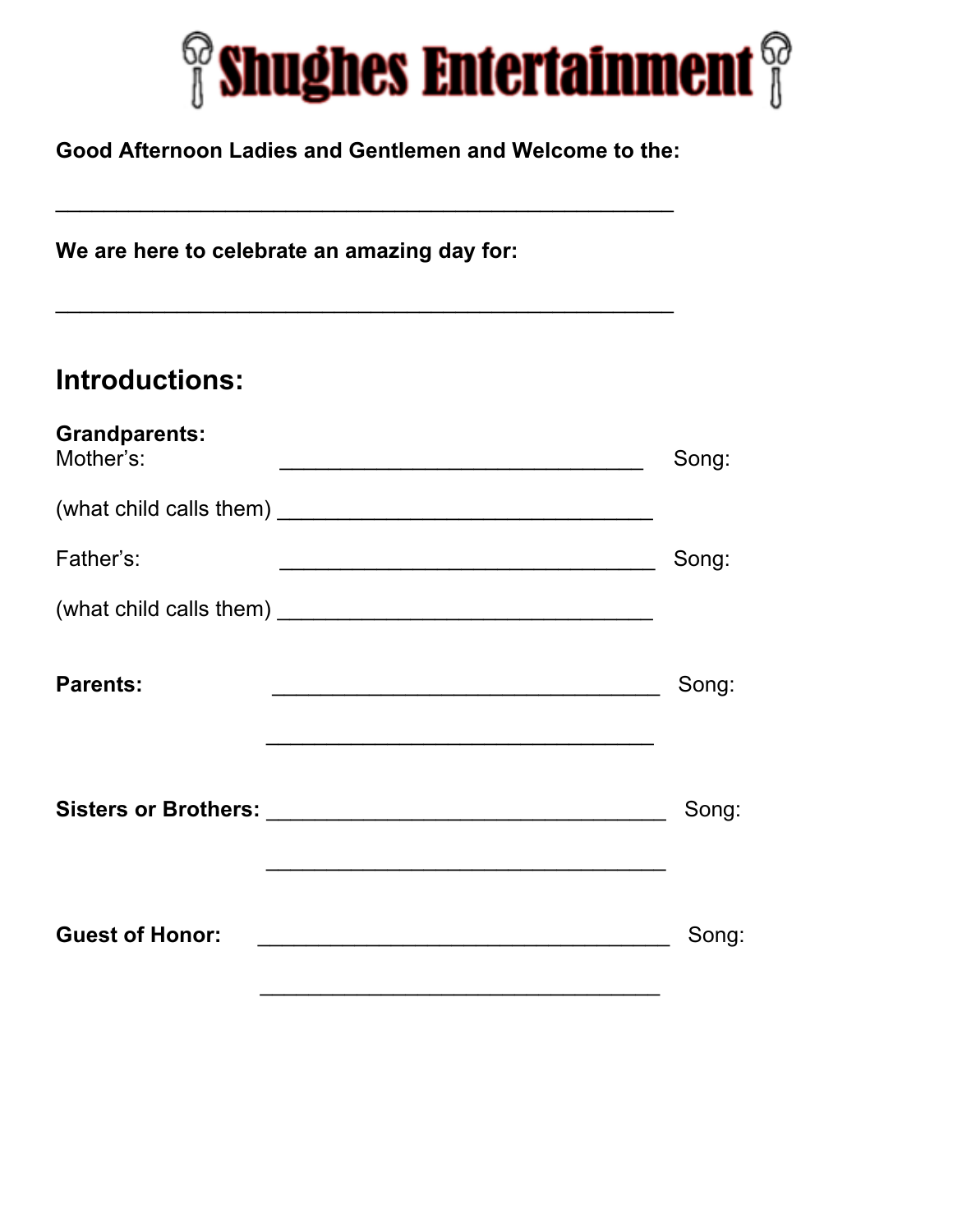# Shughes Entertainment

**Good Afternoon Ladies and Gentlemen and Welcome to the:**

______________________________________________________

**We are here to celebrate an amazing day for:**

______________________________________________________

## Introductions:

**Grandparents:**

Mother's: ________________________________ Song:

(what child calls them) ________________________________

Father's: ________________________________ Song:

(what child calls them) ________________________________

**Parents:** ________________________________ Song:

________________________________

**Sisters or Brothers:** ________________________________ Song:

________________________________

**Guest of Honor:** ________________________________ Song:

________________________________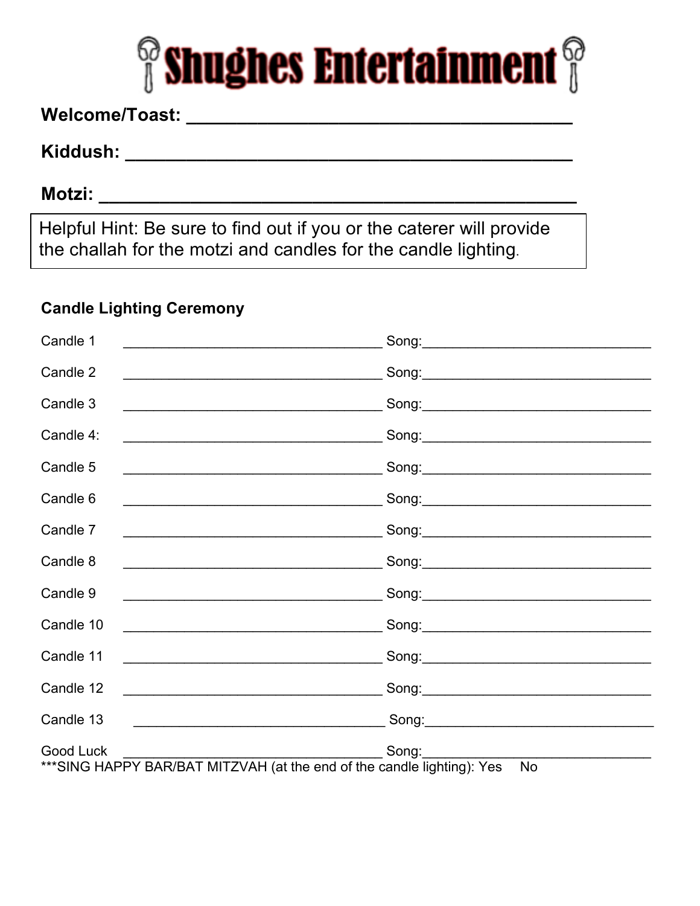# Shughes Entertainment

**Welcome/Toast:** ___________________________________

**Kiddush:** ___________________________________

**Motzi:** ___________________________________

> Helpful Hint: Be sure to find out if you or the caterer will provide the challah for the motzi and candles for the candle lighting.

**Candle Lighting Ceremony**

Candle 1 ___________________________________ Song:_______________________________

Candle 2 ___________________________________ Song:_______________________________

Candle 3 ___________________________________ Song:_______________________________

Candle 4: ___________________________________ Song:_______________________________

Candle 5 ___________________________________ Song:_______________________________

Candle 6 ___________________________________ Song:_______________________________

Candle 7 ___________________________________ Song:_______________________________

Candle 8 ___________________________________ Song:_______________________________

Candle 9 ___________________________________ Song:_______________________________

Candle 10 ___________________________________ Song:_______________________________

Candle 11 ___________________________________ Song:_______________________________

Candle 12 ___________________________________ Song:_______________________________

Candle 13 ___________________________________ Song:_______________________________

Good Luck ___________________________________ Song:_______________________________

***SING HAPPY BAR/BAT MITZVAH (at the end of the candle lighting): Yes No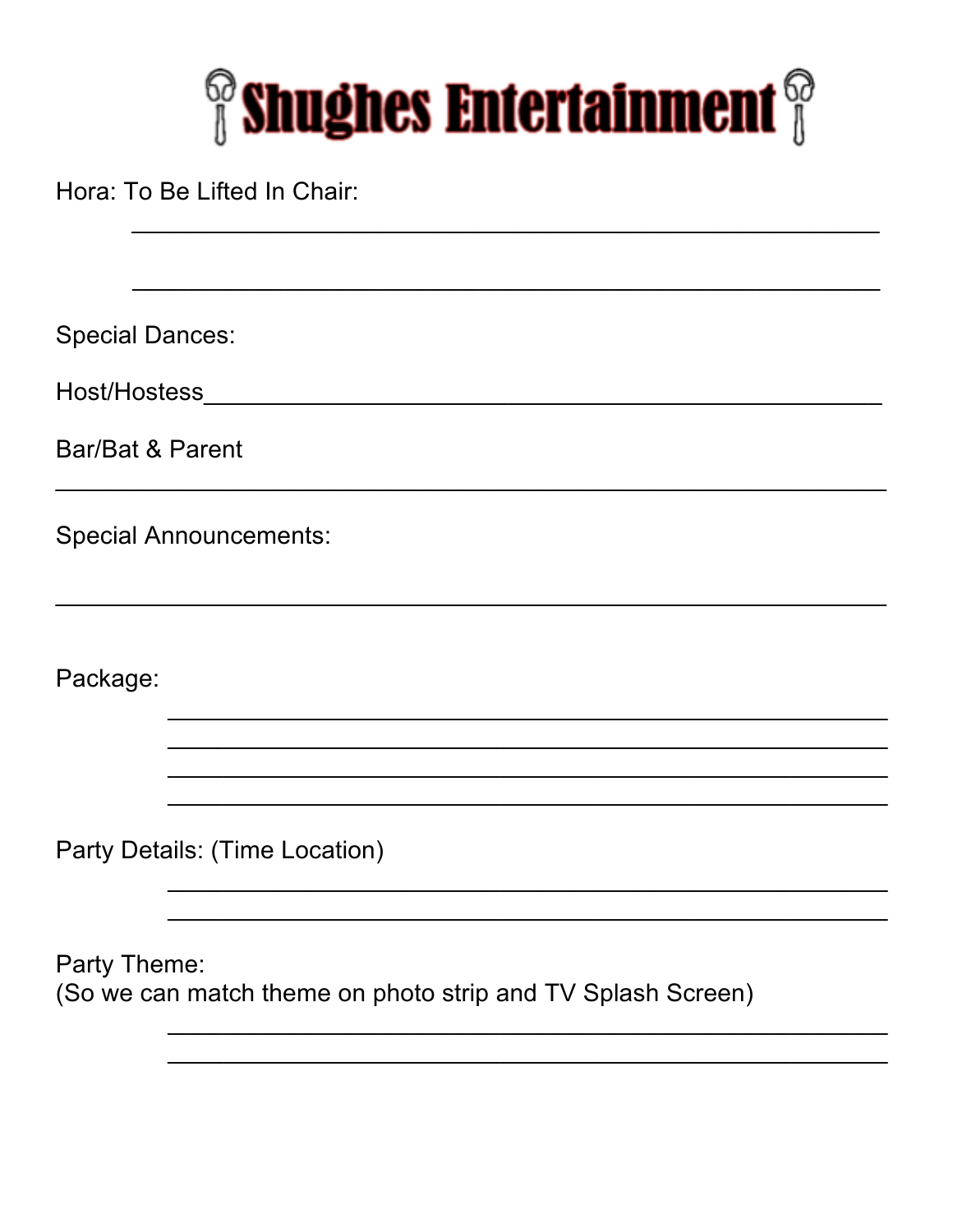# Shughes Entertainment

Hora: To Be Lifted In Chair:

_______________________________________________

_______________________________________________

Special Dances:

Host/Hostess_______________________________________________

Bar/Bat & Parent

_______________________________________________

Special Announcements:

_______________________________________________

Package:

_______________________________________________
_______________________________________________
_______________________________________________
_______________________________________________

Party Details: (Time Location)

_______________________________________________
_______________________________________________

Party Theme:
(So we can match theme on photo strip and TV Splash Screen)

_______________________________________________
_______________________________________________